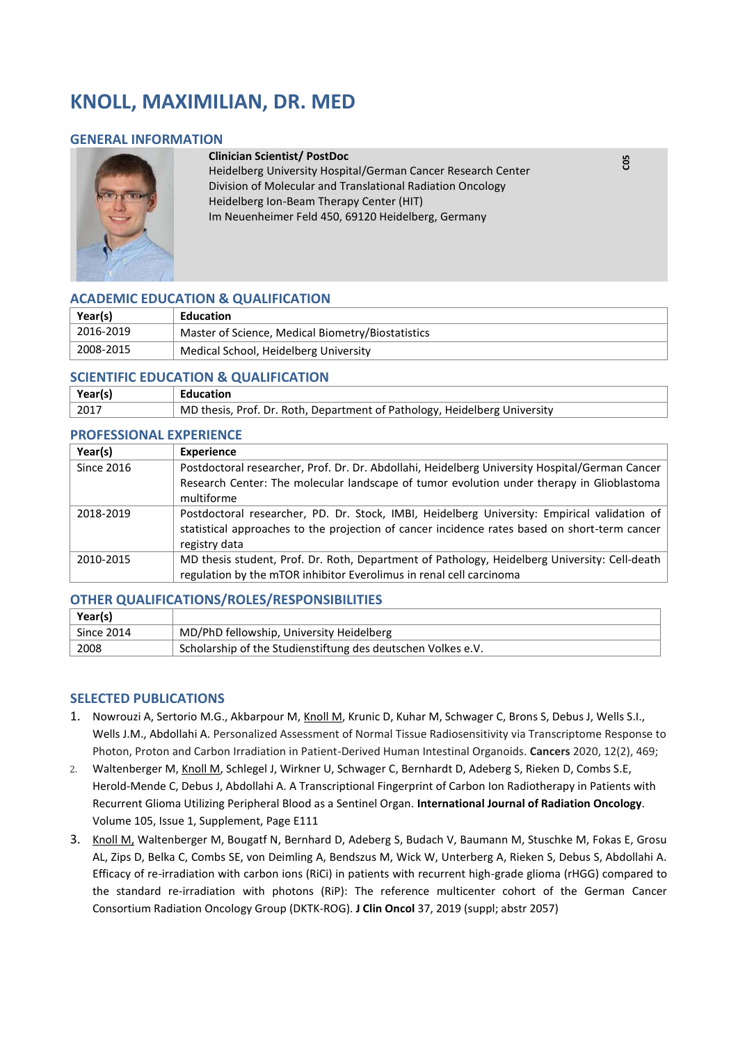# KNOLL, MAXIMILIAN, DR. MED

## GENERAL INFORMATION

**Clinician Scientist/ PostDoc**
Heidelberg University Hospital/German Cancer Research Center
Division of Molecular and Translational Radiation Oncology
Heidelberg Ion-Beam Therapy Center (HIT)
Im Neuenheimer Feld 450, 69120 Heidelberg, Germany

C05

## ACADEMIC EDUCATION & QUALIFICATION

| Year(s) | Education |
|---|---|
| 2016-2019 | Master of Science, Medical Biometry/Biostatistics |
| 2008-2015 | Medical School, Heidelberg University |

## SCIENTIFIC EDUCATION & QUALIFICATION

| Year(s) | Education |
|---|---|
| 2017 | MD thesis, Prof. Dr. Roth, Department of Pathology, Heidelberg University |

## PROFESSIONAL EXPERIENCE

| Year(s) | Experience |
|---|---|
| Since 2016 | Postdoctoral researcher, Prof. Dr. Dr. Abdollahi, Heidelberg University Hospital/German Cancer Research Center: The molecular landscape of tumor evolution under therapy in Glioblastoma multiforme |
| 2018-2019 | Postdoctoral researcher, PD. Dr. Stock, IMBI, Heidelberg University: Empirical validation of statistical approaches to the projection of cancer incidence rates based on short-term cancer registry data |
| 2010-2015 | MD thesis student, Prof. Dr. Roth, Department of Pathology, Heidelberg University: Cell-death regulation by the mTOR inhibitor Everolimus in renal cell carcinoma |

## OTHER QUALIFICATIONS/ROLES/RESPONSIBILITIES

| Year(s) | |
|---|---|
| Since 2014 | MD/PhD fellowship, University Heidelberg |
| 2008 | Scholarship of the Studienstiftung des deutschen Volkes e.V. |

## SELECTED PUBLICATIONS

1. Nowrouzi A, Sertorio M.G., Akbarpour M, Knoll M, Krunic D, Kuhar M, Schwager C, Brons S, Debus J, Wells S.I., Wells J.M., Abdollahi A. Personalized Assessment of Normal Tissue Radiosensitivity via Transcriptome Response to Photon, Proton and Carbon Irradiation in Patient-Derived Human Intestinal Organoids. **Cancers** 2020, 12(2), 469;
2. Waltenberger M, Knoll M, Schlegel J, Wirkner U, Schwager C, Bernhardt D, Adeberg S, Rieken D, Combs S.E, Herold-Mende C, Debus J, Abdollahi A. A Transcriptional Fingerprint of Carbon Ion Radiotherapy in Patients with Recurrent Glioma Utilizing Peripheral Blood as a Sentinel Organ. **International Journal of Radiation Oncology**. Volume 105, Issue 1, Supplement, Page E111
3. Knoll M, Waltenberger M, Bougatf N, Bernhard D, Adeberg S, Budach V, Baumann M, Stuschke M, Fokas E, Grosu AL, Zips D, Belka C, Combs SE, von Deimling A, Bendszus M, Wick W, Unterberg A, Rieken S, Debus J, Abdollahi A. Efficacy of re-irradiation with carbon ions (RiCi) in patients with recurrent high-grade glioma (rHGG) compared to the standard re-irradiation with photons (RiP): The reference multicenter cohort of the German Cancer Consortium Radiation Oncology Group (DKTK-ROG). **J Clin Oncol** 37, 2019 (suppl; abstr 2057)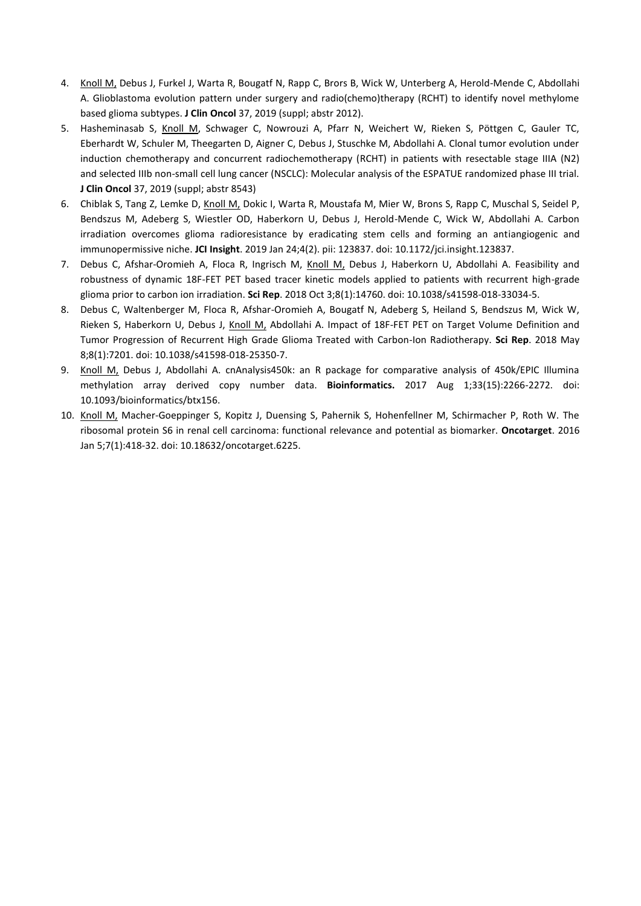4. <u>Knoll M,</u> Debus J, Furkel J, Warta R, Bougatf N, Rapp C, Brors B, Wick W, Unterberg A, Herold-Mende C, Abdollahi A. Glioblastoma evolution pattern under surgery and radio(chemo)therapy (RCHT) to identify novel methylome based glioma subtypes. **J Clin Oncol** 37, 2019 (suppl; abstr 2012).
5. Hasheminasab S, <u>Knoll M</u>, Schwager C, Nowrouzi A, Pfarr N, Weichert W, Rieken S, Pöttgen C, Gauler TC, Eberhardt W, Schuler M, Theegarten D, Aigner C, Debus J, Stuschke M, Abdollahi A. Clonal tumor evolution under induction chemotherapy and concurrent radiochemotherapy (RCHT) in patients with resectable stage IIIA (N2) and selected IIIb non-small cell lung cancer (NSCLC): Molecular analysis of the ESPATUE randomized phase III trial. **J Clin Oncol** 37, 2019 (suppl; abstr 8543)
6. Chiblak S, Tang Z, Lemke D, <u>Knoll M,</u> Dokic I, Warta R, Moustafa M, Mier W, Brons S, Rapp C, Muschal S, Seidel P, Bendszus M, Adeberg S, Wiestler OD, Haberkorn U, Debus J, Herold-Mende C, Wick W, Abdollahi A. Carbon irradiation overcomes glioma radioresistance by eradicating stem cells and forming an antiangiogenic and immunopermissive niche. **JCI Insight**. 2019 Jan 24;4(2). pii: 123837. doi: 10.1172/jci.insight.123837.
7. Debus C, Afshar-Oromieh A, Floca R, Ingrisch M, <u>Knoll M,</u> Debus J, Haberkorn U, Abdollahi A. Feasibility and robustness of dynamic 18F-FET PET based tracer kinetic models applied to patients with recurrent high-grade glioma prior to carbon ion irradiation. **Sci Rep**. 2018 Oct 3;8(1):14760. doi: 10.1038/s41598-018-33034-5.
8. Debus C, Waltenberger M, Floca R, Afshar-Oromieh A, Bougatf N, Adeberg S, Heiland S, Bendszus M, Wick W, Rieken S, Haberkorn U, Debus J, <u>Knoll M,</u> Abdollahi A. Impact of 18F-FET PET on Target Volume Definition and Tumor Progression of Recurrent High Grade Glioma Treated with Carbon-Ion Radiotherapy. **Sci Rep**. 2018 May 8;8(1):7201. doi: 10.1038/s41598-018-25350-7.
9. <u>Knoll M,</u> Debus J, Abdollahi A. cnAnalysis450k: an R package for comparative analysis of 450k/EPIC Illumina methylation array derived copy number data. **Bioinformatics.** 2017 Aug 1;33(15):2266-2272. doi: 10.1093/bioinformatics/btx156.
10. <u>Knoll M,</u> Macher-Goeppinger S, Kopitz J, Duensing S, Pahernik S, Hohenfellner M, Schirmacher P, Roth W. The ribosomal protein S6 in renal cell carcinoma: functional relevance and potential as biomarker. **Oncotarget**. 2016 Jan 5;7(1):418-32. doi: 10.18632/oncotarget.6225.